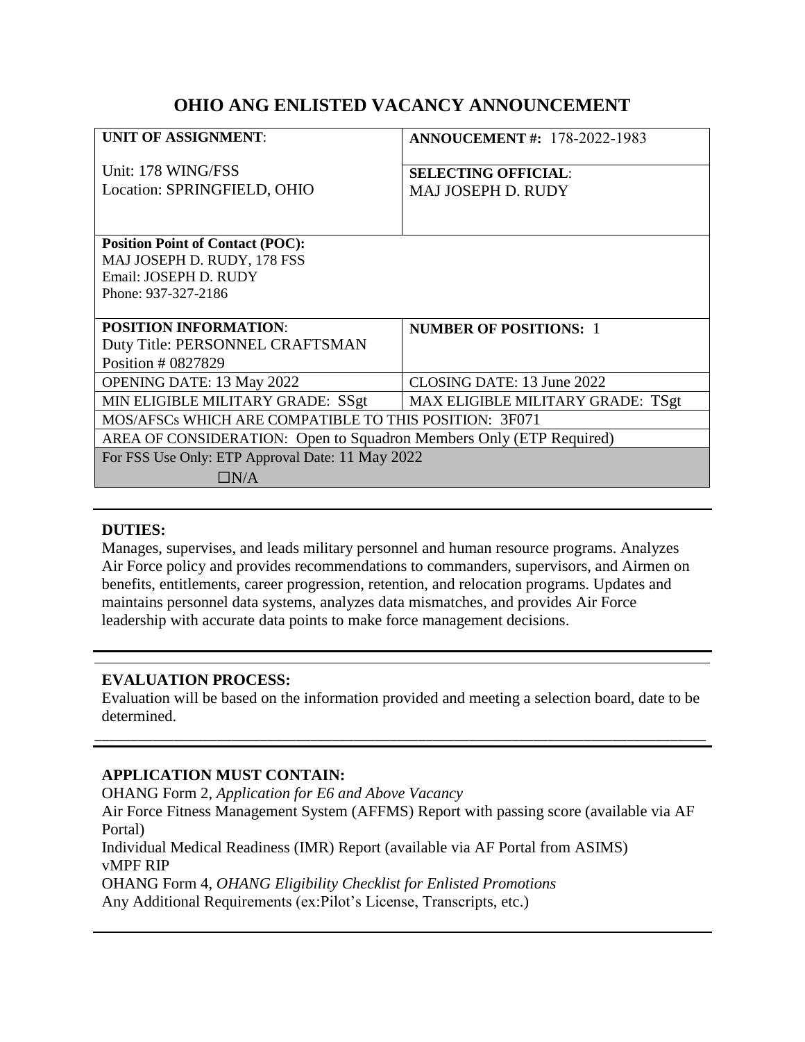# OHIO ANG ENLISTED VACANCY ANNOUNCEMENT

| **UNIT OF ASSIGNMENT**:<br><br>Unit: 178 WING/FSS<br>Location: SPRINGFIELD, OHIO | **ANNOUCEMENT #:** 178-2022-1983<br><br>**SELECTING OFFICIAL**:<br>MAJ JOSEPH D. RUDY |
|---|---|
| **Position Point of Contact (POC):**<br>MAJ JOSEPH D. RUDY, 178 FSS<br>Email: JOSEPH D. RUDY<br>Phone: 937-327-2186 | |
| **POSITION INFORMATION**:<br>Duty Title: PERSONNEL CRAFTSMAN<br>Position # 0827829 | **NUMBER OF POSITIONS:** 1 |
| OPENING DATE: 13 May 2022 | CLOSING DATE: 13 June 2022 |
| MIN ELIGIBLE MILITARY GRADE: SSgt | MAX ELIGIBLE MILITARY GRADE: TSgt |
| MOS/AFSCs WHICH ARE COMPATIBLE TO THIS POSITION: 3F071 | |
| AREA OF CONSIDERATION: Open to Squadron Members Only (ETP Required) | |
| For FSS Use Only: ETP Approval Date: 11 May 2022<br>☐N/A | |

**DUTIES:**

Manages, supervises, and leads military personnel and human resource programs. Analyzes Air Force policy and provides recommendations to commanders, supervisors, and Airmen on benefits, entitlements, career progression, retention, and relocation programs. Updates and maintains personnel data systems, analyzes data mismatches, and provides Air Force leadership with accurate data points to make force management decisions.

**EVALUATION PROCESS:**

Evaluation will be based on the information provided and meeting a selection board, date to be determined.

**APPLICATION MUST CONTAIN:**

OHANG Form 2, *Application for E6 and Above Vacancy*
Air Force Fitness Management System (AFFMS) Report with passing score (available via AF Portal)
Individual Medical Readiness (IMR) Report (available via AF Portal from ASIMS)
vMPF RIP
OHANG Form 4, *OHANG Eligibility Checklist for Enlisted Promotions*
Any Additional Requirements (ex:Pilot's License, Transcripts, etc.)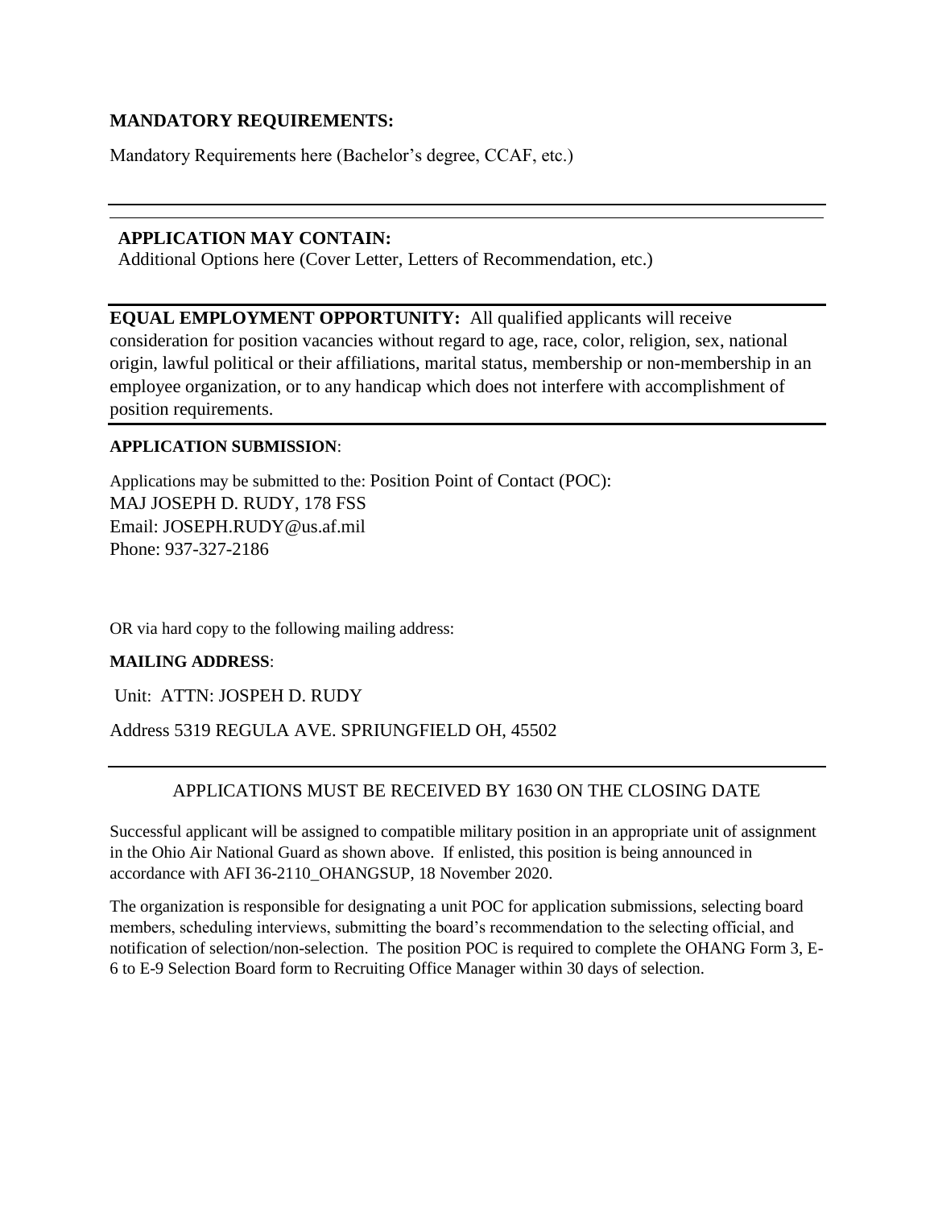**MANDATORY REQUIREMENTS:**

Mandatory Requirements here (Bachelor's degree, CCAF, etc.)

---

**APPLICATION MAY CONTAIN:**

Additional Options here (Cover Letter, Letters of Recommendation, etc.)

---

**EQUAL EMPLOYMENT OPPORTUNITY:** All qualified applicants will receive consideration for position vacancies without regard to age, race, color, religion, sex, national origin, lawful political or their affiliations, marital status, membership or non-membership in an employee organization, or to any handicap which does not interfere with accomplishment of position requirements.

---

**APPLICATION SUBMISSION**:

Applications may be submitted to the: Position Point of Contact (POC):
MAJ JOSEPH D. RUDY, 178 FSS
Email: JOSEPH.RUDY@us.af.mil
Phone: 937-327-2186

OR via hard copy to the following mailing address:

**MAILING ADDRESS**:

Unit: ATTN: JOSPEH D. RUDY

Address 5319 REGULA AVE. SPRIUNGFIELD OH, 45502

---

APPLICATIONS MUST BE RECEIVED BY 1630 ON THE CLOSING DATE

Successful applicant will be assigned to compatible military position in an appropriate unit of assignment in the Ohio Air National Guard as shown above. If enlisted, this position is being announced in accordance with AFI 36-2110_OHANGSUP, 18 November 2020.

The organization is responsible for designating a unit POC for application submissions, selecting board members, scheduling interviews, submitting the board's recommendation to the selecting official, and notification of selection/non-selection. The position POC is required to complete the OHANG Form 3, E-6 to E-9 Selection Board form to Recruiting Office Manager within 30 days of selection.